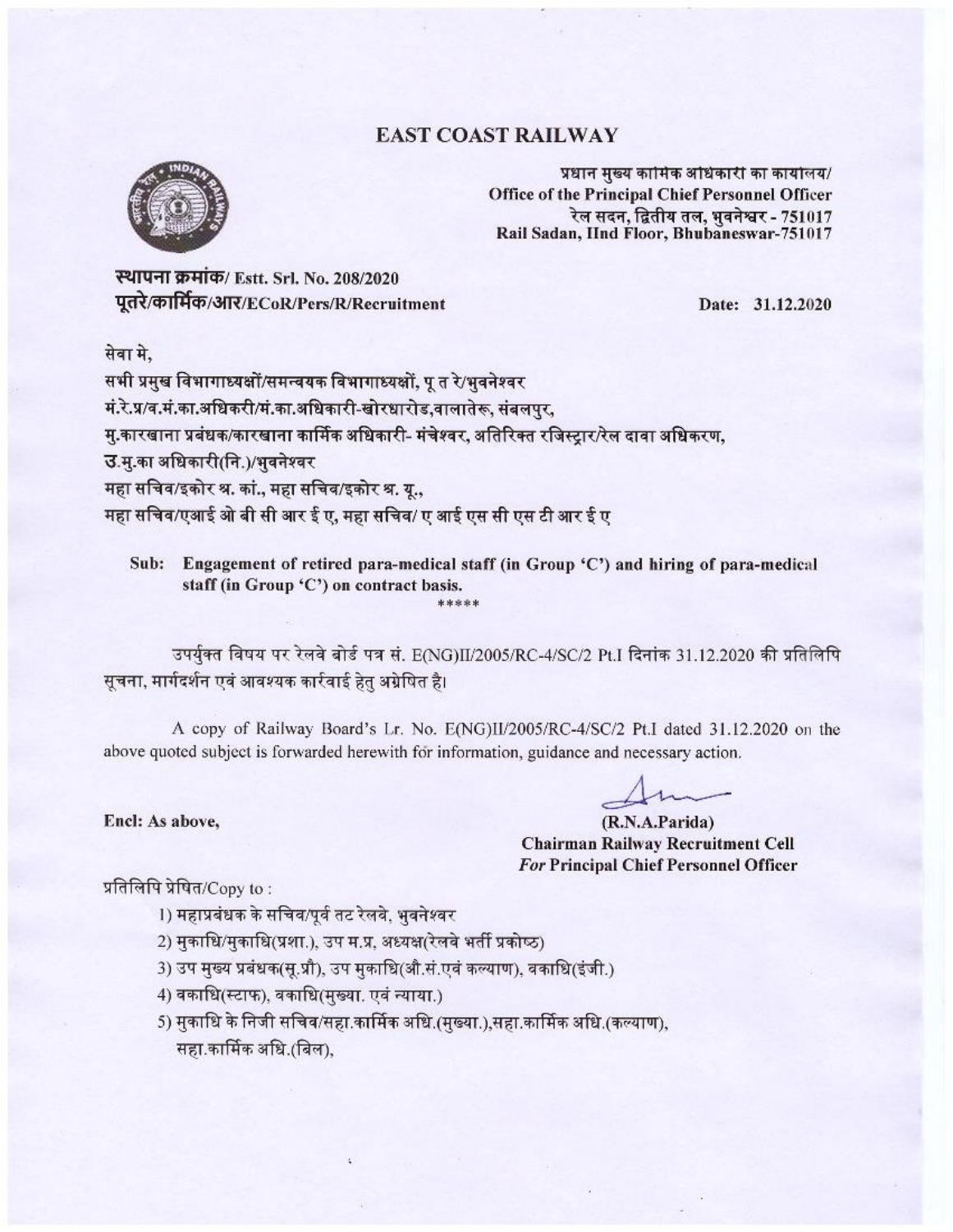# EAST COAST RAILWAY

प्रधान मुख्य कार्मिक अधिकारी का कार्यालय/
Office of the Principal Chief Personnel Officer
रेल सदन, द्वितीय तल, भुवनेश्वर - 751017
Rail Sadan, IInd Floor, Bhubaneswar-751017

**स्थापना क्रमांक**/ Estt. Srl. No. 208/2020
**पूतरे/कार्मिक/आर**/ECoR/Pers/R/Recruitment

Date: 31.12.2020

सेवा मे,
सभी प्रमुख विभागाध्यक्षों/समन्वयक विभागाध्यक्षों, पू त रे/भुवनेश्वर
मं.रे.प्र/व.मं.का.अधिकरी/मं.का.अधिकारी-खोरधारोड,वालातेरू, संबलपुर,
मु.कारखाना प्रबंधक/कारखाना कार्मिक अधिकारी- मंचेश्वर, अतिरिक्त रजिस्ट्रार/रेल दावा अधिकरण,
उ.मु.का अधिकारी(नि.)/भुवनेश्वर
महा सचिव/इकोर श्र. कां., महा सचिव/इकोर श्र. यू.,
महा सचिव/एआई ओ बी सी आर ई ए, महा सचिव/ ए आई एस सी एस टी आर ई ए

**Sub: Engagement of retired para-medical staff (in Group 'C') and hiring of para-medical staff (in Group 'C') on contract basis.**

\*\*\*\*\*

उपर्युक्त विषय पर रेलवे बोर्ड पत्र सं. E(NG)II/2005/RC-4/SC/2 Pt.I दिनांक 31.12.2020 की प्रतिलिपि सूचना, मार्गदर्शन एवं आवश्यक कार्रवाई हेतु अग्रेषित है।

A copy of Railway Board's Lr. No. E(NG)II/2005/RC-4/SC/2 Pt.I dated 31.12.2020 on the above quoted subject is forwarded herewith for information, guidance and necessary action.

**Encl: As above,**

**(R.N.A.Parida)**
**Chairman Railway Recruitment Cell**
***For* Principal Chief Personnel Officer**

प्रतिलिपि प्रेषित/Copy to :

1) महाप्रबंधक के सचिव/पूर्व तट रेलवे, भुवनेश्वर
2) मुकाधि/मुकाधि(प्रशा.), उप म.प्र, अध्यक्ष(रेलवे भर्ती प्रकोष्ठ)
3) उप मुख्य प्रबंधक(सू.प्रौ), उप मुकाधि(औ.सं.एवं कल्याण), वकाधि(इंजी.)
4) वकाधि(स्टाफ), वकाधि(मुख्या. एवं न्याया.)
5) मुकाधि के निजी सचिव/सहा.कार्मिक अधि.(मुख्या.),सहा.कार्मिक अधि.(कल्याण), सहा.कार्मिक अधि.(बिल),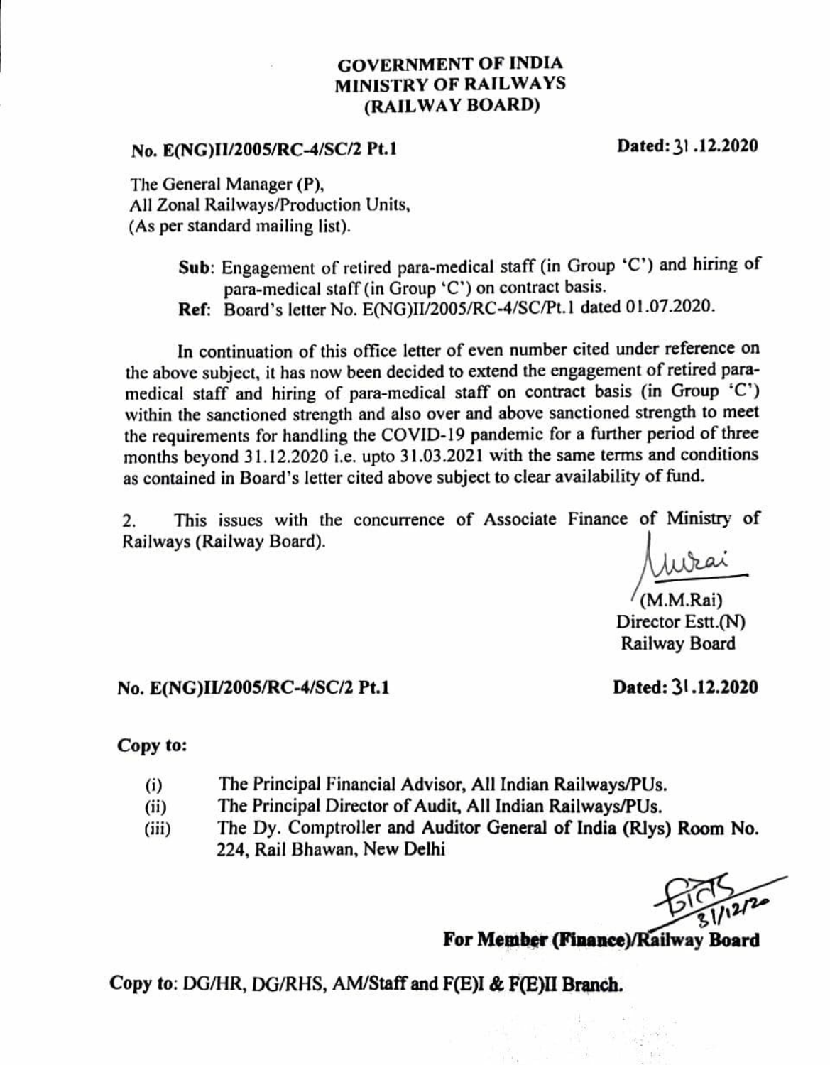**GOVERNMENT OF INDIA**
**MINISTRY OF RAILWAYS**
**(RAILWAY BOARD)**

**No. E(NG)II/2005/RC-4/SC/2 Pt.1** **Dated: 31.12.2020**

The General Manager (P),
All Zonal Railways/Production Units,
(As per standard mailing list).

**Sub**: Engagement of retired para-medical staff (in Group 'C') and hiring of para-medical staff (in Group 'C') on contract basis.
**Ref**: Board's letter No. E(NG)II/2005/RC-4/SC/Pt.1 dated 01.07.2020.

In continuation of this office letter of even number cited under reference on the above subject, it has now been decided to extend the engagement of retired para-medical staff and hiring of para-medical staff on contract basis (in Group 'C') within the sanctioned strength and also over and above sanctioned strength to meet the requirements for handling the COVID-19 pandemic for a further period of three months beyond 31.12.2020 i.e. upto 31.03.2021 with the same terms and conditions as contained in Board's letter cited above subject to clear availability of fund.

2. This issues with the concurrence of Associate Finance of Ministry of Railways (Railway Board).

(M.M.Rai)
Director Estt.(N)
Railway Board

**No. E(NG)II/2005/RC-4/SC/2 Pt.1** **Dated: 31.12.2020**

**Copy to:**

(i) The Principal Financial Advisor, All Indian Railways/PUs.
(ii) The Principal Director of Audit, All Indian Railways/PUs.
(iii) The Dy. Comptroller and Auditor General of India (Rlys) Room No. 224, Rail Bhawan, New Delhi

31/12/20

**For Member (Finance)/Railway Board**

**Copy to**: DG/HR, DG/RHS, AM/Staff and F(E)I & F(E)II Branch.